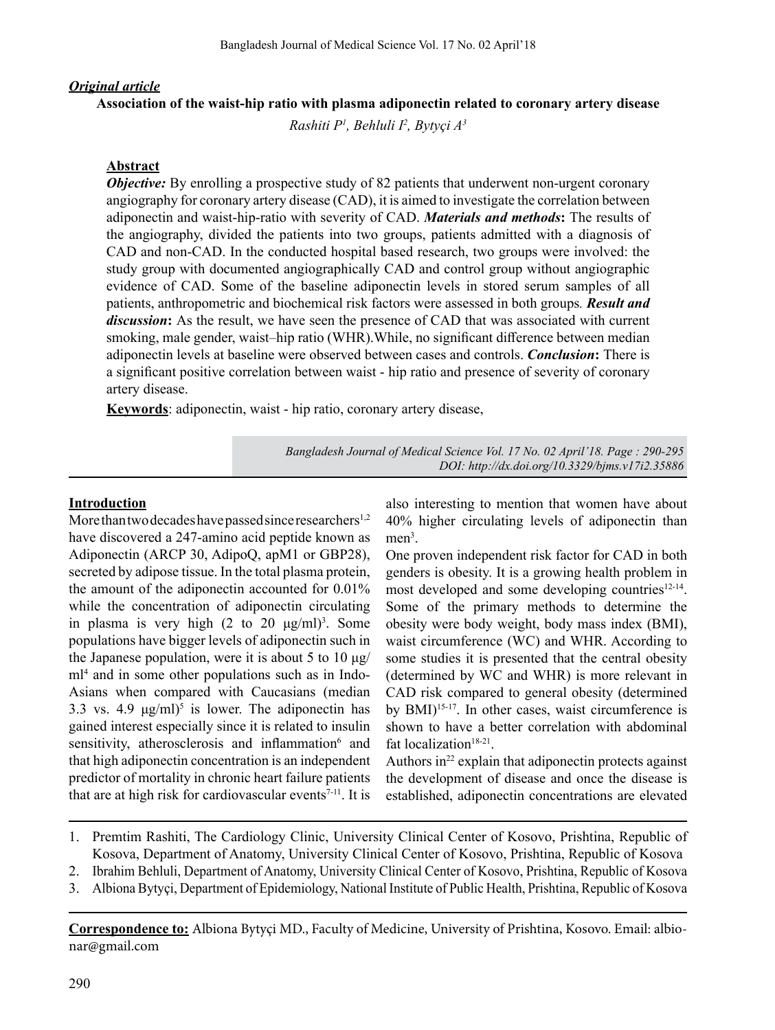***Original article***

**Association of the waist-hip ratio with plasma adiponectin related to coronary artery disease**

*Rashiti P[1], Behluli I[2], Bytyçi A[3]*

**Abstract**

***Objective:*** By enrolling a prospective study of 82 patients that underwent non-urgent coronary angiography for coronary artery disease (CAD), it is aimed to investigate the correlation between adiponectin and waist-hip-ratio with severity of CAD. ***Materials and methods*:** The results of the angiography, divided the patients into two groups, patients admitted with a diagnosis of CAD and non-CAD. In the conducted hospital based research, two groups were involved: the study group with documented angiographically CAD and control group without angiographic evidence of CAD. Some of the baseline adiponectin levels in stored serum samples of all patients, anthropometric and biochemical risk factors were assessed in both groups*.* ***Result and discussion*:** As the result, we have seen the presence of CAD that was associated with current smoking, male gender, waist–hip ratio (WHR).While, no significant difference between median adiponectin levels at baseline were observed between cases and controls. ***Conclusion*:** There is a significant positive correlation between waist - hip ratio and presence of severity of coronary artery disease.

**Keywords**: adiponectin, waist - hip ratio, coronary artery disease,

*DOI: http://dx.doi.org/10.3329/bjms.v17i2.35886*

**Introduction**

More than two decades have passed since researchers[1,2] have discovered a 247-amino acid peptide known as Adiponectin (ARCP 30, AdipoQ, apM1 or GBP28), secreted by adipose tissue. In the total plasma protein, the amount of the adiponectin accounted for 0.01% while the concentration of adiponectin circulating in plasma is very high (2 to 20 μg/ml)[3]. Some populations have bigger levels of adiponectin such in the Japanese population, were it is about 5 to 10 μg/ml[4] and in some other populations such as in Indo-Asians when compared with Caucasians (median 3.3 vs. 4.9 μg/ml)[5] is lower. The adiponectin has gained interest especially since it is related to insulin sensitivity, atherosclerosis and inflammation[6] and that high adiponectin concentration is an independent predictor of mortality in chronic heart failure patients that are at high risk for cardiovascular events[7-11]. It is also interesting to mention that women have about 40% higher circulating levels of adiponectin than men[3].

One proven independent risk factor for CAD in both genders is obesity. It is a growing health problem in most developed and some developing countries[12-14]. Some of the primary methods to determine the obesity were body weight, body mass index (BMI), waist circumference (WC) and WHR. According to some studies it is presented that the central obesity (determined by WC and WHR) is more relevant in CAD risk compared to general obesity (determined by BMI)[15-17]. In other cases, waist circumference is shown to have a better correlation with abdominal fat localization[18-21].

Authors in[22] explain that adiponectin protects against the development of disease and once the disease is established, adiponectin concentrations are elevated

1. Premtim Rashiti, The Cardiology Clinic, University Clinical Center of Kosovo, Prishtina, Republic of Kosova, Department of Anatomy, University Clinical Center of Kosovo, Prishtina, Republic of Kosova
2. Ibrahim Behluli, Department of Anatomy, University Clinical Center of Kosovo, Prishtina, Republic of Kosova
3. Albiona Bytyçi, Department of Epidemiology, National Institute of Public Health, Prishtina, Republic of Kosova

**Correspondence to:** Albiona Bytyçi MD., Faculty of Medicine, University of Prishtina, Kosovo. Email: albionar@gmail.com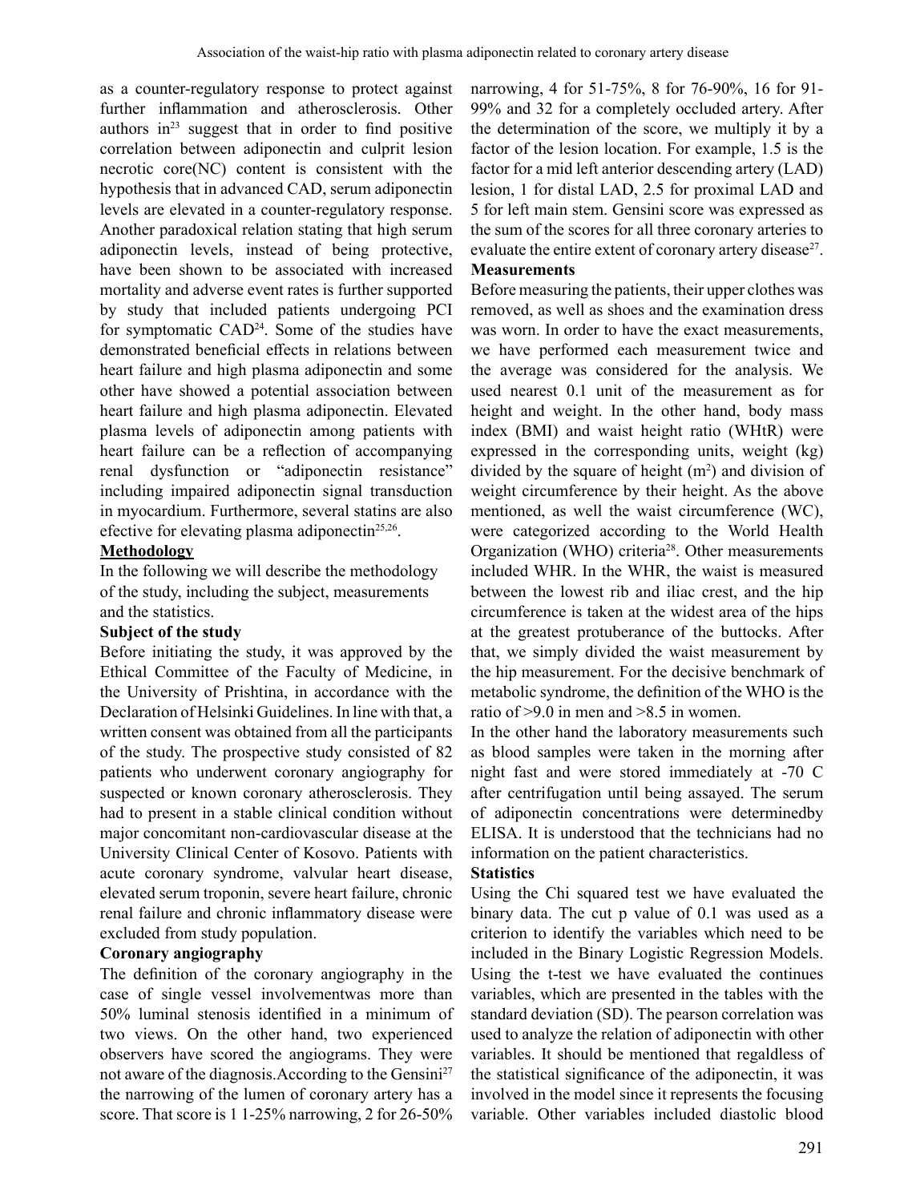as a counter-regulatory response to protect against further inflammation and atherosclerosis. Other authors in[23] suggest that in order to find positive correlation between adiponectin and culprit lesion necrotic core(NC) content is consistent with the hypothesis that in advanced CAD, serum adiponectin levels are elevated in a counter-regulatory response. Another paradoxical relation stating that high serum adiponectin levels, instead of being protective, have been shown to be associated with increased mortality and adverse event rates is further supported by study that included patients undergoing PCI for symptomatic CAD[24]. Some of the studies have demonstrated beneficial effects in relations between heart failure and high plasma adiponectin and some other have showed a potential association between heart failure and high plasma adiponectin. Elevated plasma levels of adiponectin among patients with heart failure can be a reflection of accompanying renal dysfunction or "adiponectin resistance" including impaired adiponectin signal transduction in myocardium. Furthermore, several statins are also efective for elevating plasma adiponectin[25,26].

## Methodology

In the following we will describe the methodology of the study, including the subject, measurements and the statistics.

### Subject of the study

Before initiating the study, it was approved by the Ethical Committee of the Faculty of Medicine, in the University of Prishtina, in accordance with the Declaration of Helsinki Guidelines. In line with that, a written consent was obtained from all the participants of the study. The prospective study consisted of 82 patients who underwent coronary angiography for suspected or known coronary atherosclerosis. They had to present in a stable clinical condition without major concomitant non-cardiovascular disease at the University Clinical Center of Kosovo. Patients with acute coronary syndrome, valvular heart disease, elevated serum troponin, severe heart failure, chronic renal failure and chronic inflammatory disease were excluded from study population.

### Coronary angiography

The definition of the coronary angiography in the case of single vessel involvementwas more than 50% luminal stenosis identified in a minimum of two views. On the other hand, two experienced observers have scored the angiograms. They were not aware of the diagnosis.According to the Gensini[27] the narrowing of the lumen of coronary artery has a score. That score is 1 1-25% narrowing, 2 for 26-50% narrowing, 4 for 51-75%, 8 for 76-90%, 16 for 91-99% and 32 for a completely occluded artery. After the determination of the score, we multiply it by a factor of the lesion location. For example, 1.5 is the factor for a mid left anterior descending artery (LAD) lesion, 1 for distal LAD, 2.5 for proximal LAD and 5 for left main stem. Gensini score was expressed as the sum of the scores for all three coronary arteries to evaluate the entire extent of coronary artery disease[27].

### Measurements

Before measuring the patients, their upper clothes was removed, as well as shoes and the examination dress was worn. In order to have the exact measurements, we have performed each measurement twice and the average was considered for the analysis. We used nearest 0.1 unit of the measurement as for height and weight. In the other hand, body mass index (BMI) and waist height ratio (WHtR) were expressed in the corresponding units, weight (kg) divided by the square of height ($m^2$) and division of weight circumference by their height. As the above mentioned, as well the waist circumference (WC), were categorized according to the World Health Organization (WHO) criteria[28]. Other measurements included WHR. In the WHR, the waist is measured between the lowest rib and iliac crest, and the hip circumference is taken at the widest area of the hips at the greatest protuberance of the buttocks. After that, we simply divided the waist measurement by the hip measurement. For the decisive benchmark of metabolic syndrome, the definition of the WHO is the ratio of >9.0 in men and >8.5 in women.

In the other hand the laboratory measurements such as blood samples were taken in the morning after night fast and were stored immediately at -70 C after centrifugation until being assayed. The serum of adiponectin concentrations were determinedby ELISA. It is understood that the technicians had no information on the patient characteristics.

### Statistics

Using the Chi squared test we have evaluated the binary data. The cut p value of 0.1 was used as a criterion to identify the variables which need to be included in the Binary Logistic Regression Models. Using the t-test we have evaluated the continues variables, which are presented in the tables with the standard deviation (SD). The pearson correlation was used to analyze the relation of adiponectin with other variables. It should be mentioned that regaldless of the statistical significance of the adiponectin, it was involved in the model since it represents the focusing variable. Other variables included diastolic blood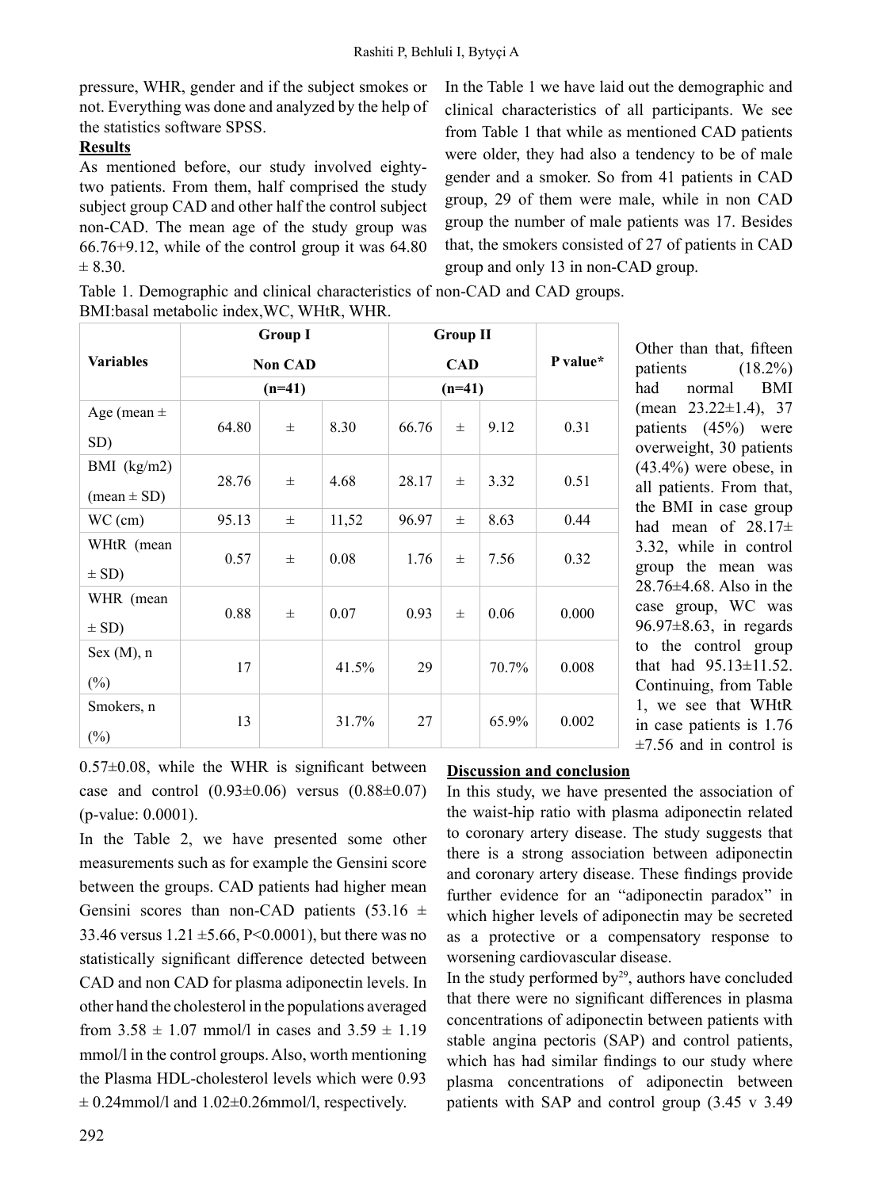pressure, WHR, gender and if the subject smokes or not. Everything was done and analyzed by the help of the statistics software SPSS.

**Results**

As mentioned before, our study involved eighty-two patients. From them, half comprised the study subject group CAD and other half the control subject non-CAD. The mean age of the study group was 66.76+9.12, while of the control group it was 64.80 ± 8.30.

In the Table 1 we have laid out the demographic and clinical characteristics of all participants. We see from Table 1 that while as mentioned CAD patients were older, they had also a tendency to be of male gender and a smoker. So from 41 patients in CAD group, 29 of them were male, while in non CAD group the number of male patients was 17. Besides that, the smokers consisted of 27 of patients in CAD group and only 13 in non-CAD group.

Table 1. Demographic and clinical characteristics of non-CAD and CAD groups. BMI:basal metabolic index,WC, WHtR, WHR.

| Variables | Group I Non CAD (n=41) | | | Group II CAD (n=41) | | | P value* |
|---|---|---|---|---|---|---|---|
| Age (mean ± SD) | 64.80 | ± | 8.30 | 66.76 | ± | 9.12 | 0.31 |
| BMI (kg/m2) (mean ± SD) | 28.76 | ± | 4.68 | 28.17 | ± | 3.32 | 0.51 |
| WC (cm) | 95.13 | ± | 11,52 | 96.97 | ± | 8.63 | 0.44 |
| WHtR (mean ± SD) | 0.57 | ± | 0.08 | 1.76 | ± | 7.56 | 0.32 |
| WHR (mean ± SD) | 0.88 | ± | 0.07 | 0.93 | ± | 0.06 | 0.000 |
| Sex (M), n (%) | 17 | | 41.5% | 29 | | 70.7% | 0.008 |
| Smokers, n (%) | 13 | | 31.7% | 27 | | 65.9% | 0.002 |

Other than that, fifteen patients (18.2%) had normal BMI (mean 23.22±1.4), 37 patients (45%) were overweight, 30 patients (43.4%) were obese, in all patients. From that, the BMI in case group had mean of 28.17± 3.32, while in control group the mean was 28.76±4.68. Also in the case group, WC was 96.97±8.63, in regards to the control group that had 95.13±11.52. Continuing, from Table 1, we see that WHtR in case patients is 1.76 ±7.56 and in control is 0.57±0.08, while the WHR is significant between case and control (0.93±0.06) versus (0.88±0.07) (p-value: 0.0001).

In the Table 2, we have presented some other measurements such as for example the Gensini score between the groups. CAD patients had higher mean Gensini scores than non-CAD patients (53.16 ± 33.46 versus 1.21 ±5.66, P<0.0001), but there was no statistically significant difference detected between CAD and non CAD for plasma adiponectin levels. In other hand the cholesterol in the populations averaged from 3.58 ± 1.07 mmol/l in cases and 3.59 ± 1.19 mmol/l in the control groups. Also, worth mentioning the Plasma HDL-cholesterol levels which were 0.93 ± 0.24mmol/l and 1.02±0.26mmol/l, respectively.

**Discussion and conclusion**

In this study, we have presented the association of the waist-hip ratio with plasma adiponectin related to coronary artery disease. The study suggests that there is a strong association between adiponectin and coronary artery disease. These findings provide further evidence for an "adiponectin paradox" in which higher levels of adiponectin may be secreted as a protective or a compensatory response to worsening cardiovascular disease.

In the study performed by[29], authors have concluded that there were no significant differences in plasma concentrations of adiponectin between patients with stable angina pectoris (SAP) and control patients, which has had similar findings to our study where plasma concentrations of adiponectin between patients with SAP and control group (3.45 v 3.49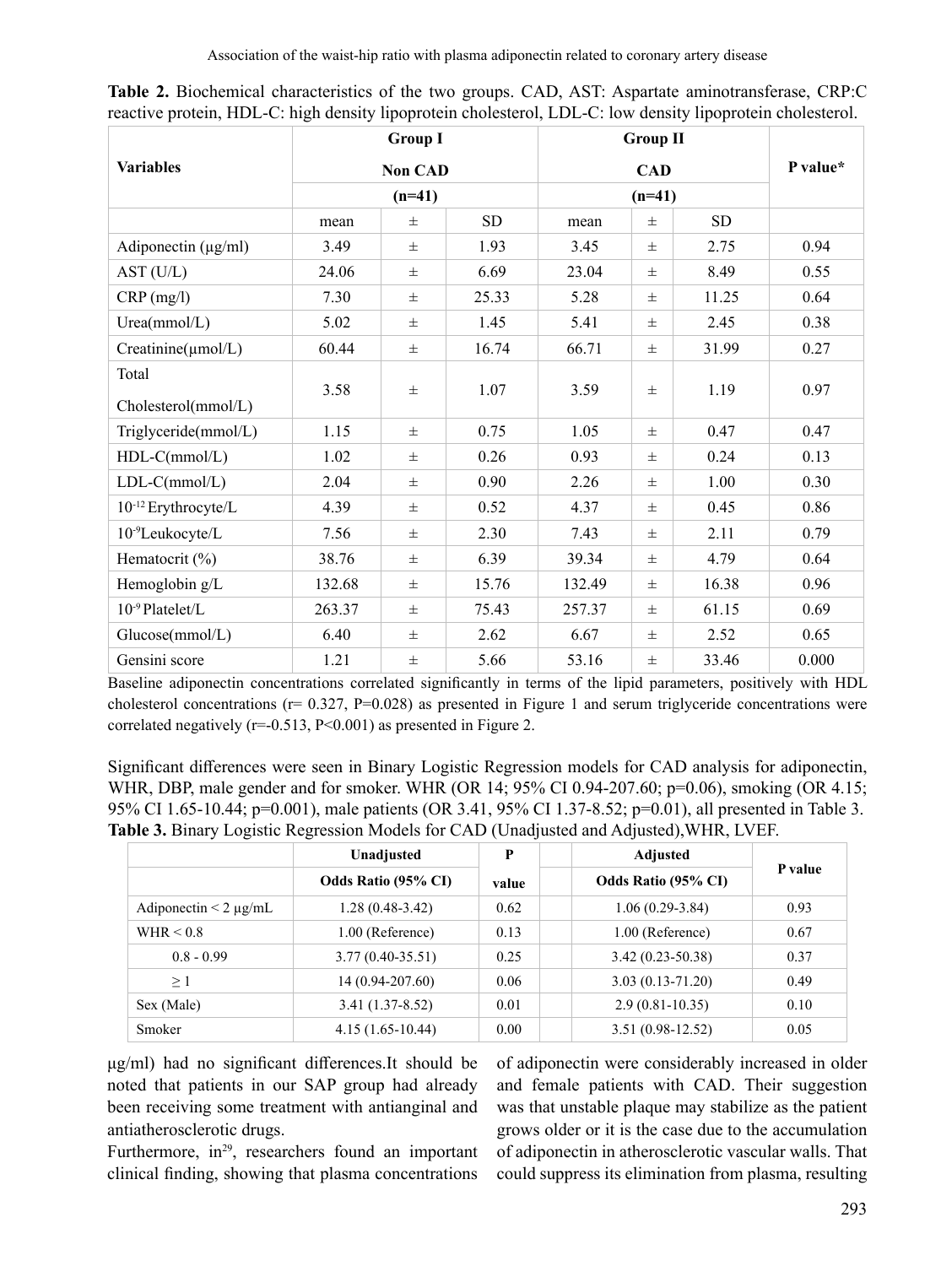**Table 2.** Biochemical characteristics of the two groups. CAD, AST: Aspartate aminotransferase, CRP:C reactive protein, HDL-C: high density lipoprotein cholesterol, LDL-C: low density lipoprotein cholesterol.

| Variables | Group I Non CAD (n=41) | | | Group II CAD (n=41) | | | P value* |
|---|---|---|---|---|---|---|---|
| | mean | ± | SD | mean | ± | SD | |
| Adiponectin (μg/ml) | 3.49 | ± | 1.93 | 3.45 | ± | 2.75 | 0.94 |
| AST (U/L) | 24.06 | ± | 6.69 | 23.04 | ± | 8.49 | 0.55 |
| CRP (mg/l) | 7.30 | ± | 25.33 | 5.28 | ± | 11.25 | 0.64 |
| Urea(mmol/L) | 5.02 | ± | 1.45 | 5.41 | ± | 2.45 | 0.38 |
| Creatinine(μmol/L) | 60.44 | ± | 16.74 | 66.71 | ± | 31.99 | 0.27 |
| Total Cholesterol(mmol/L) | 3.58 | ± | 1.07 | 3.59 | ± | 1.19 | 0.97 |
| Triglyceride(mmol/L) | 1.15 | ± | 0.75 | 1.05 | ± | 0.47 | 0.47 |
| HDL-C(mmol/L) | 1.02 | ± | 0.26 | 0.93 | ± | 0.24 | 0.13 |
| LDL-C(mmol/L) | 2.04 | ± | 0.90 | 2.26 | ± | 1.00 | 0.30 |
| $10^{-12}$ Erythrocyte/L | 4.39 | ± | 0.52 | 4.37 | ± | 0.45 | 0.86 |
| $10^{-9}$Leukocyte/L | 7.56 | ± | 2.30 | 7.43 | ± | 2.11 | 0.79 |
| Hematocrit (%) | 38.76 | ± | 6.39 | 39.34 | ± | 4.79 | 0.64 |
| Hemoglobin g/L | 132.68 | ± | 15.76 | 132.49 | ± | 16.38 | 0.96 |
| $10^{-9}$ Platelet/L | 263.37 | ± | 75.43 | 257.37 | ± | 61.15 | 0.69 |
| Glucose(mmol/L) | 6.40 | ± | 2.62 | 6.67 | ± | 2.52 | 0.65 |
| Gensini score | 1.21 | ± | 5.66 | 53.16 | ± | 33.46 | 0.000 |

Baseline adiponectin concentrations correlated significantly in terms of the lipid parameters, positively with HDL cholesterol concentrations ($r= 0.327$, $P=0.028$) as presented in Figure 1 and serum triglyceride concentrations were correlated negatively ($r=-0.513$, $P<0.001$) as presented in Figure 2.

Significant differences were seen in Binary Logistic Regression models for CAD analysis for adiponectin, WHR, DBP, male gender and for smoker. WHR (OR 14; 95% CI 0.94-207.60; p=0.06), smoking (OR 4.15; 95% CI 1.65-10.44; p=0.001), male patients (OR 3.41, 95% CI 1.37-8.52; p=0.01), all presented in Table 3.

**Table 3.** Binary Logistic Regression Models for CAD (Unadjusted and Adjusted),WHR, LVEF.

| | Unadjusted Odds Ratio (95% CI) | P value | | Adjusted Odds Ratio (95% CI) | P value |
|---|---|---|---|---|---|
| Adiponectin < 2 μg/mL | 1.28 (0.48-3.42) | 0.62 | | 1.06 (0.29-3.84) | 0.93 |
| WHR < 0.8 | 1.00 (Reference) | 0.13 | | 1.00 (Reference) | 0.67 |
| 0.8 - 0.99 | 3.77 (0.40-35.51) | 0.25 | | 3.42 (0.23-50.38) | 0.37 |
| ≥ 1 | 14 (0.94-207.60) | 0.06 | | 3.03 (0.13-71.20) | 0.49 |
| Sex (Male) | 3.41 (1.37-8.52) | 0.01 | | 2.9 (0.81-10.35) | 0.10 |
| Smoker | 4.15 (1.65-10.44) | 0.00 | | 3.51 (0.98-12.52) | 0.05 |

μg/ml) had no significant differences.It should be noted that patients in our SAP group had already been receiving some treatment with antianginal and antiatherosclerotic drugs.

Furthermore, in[29], researchers found an important clinical finding, showing that plasma concentrations of adiponectin were considerably increased in older and female patients with CAD. Their suggestion was that unstable plaque may stabilize as the patient grows older or it is the case due to the accumulation of adiponectin in atherosclerotic vascular walls. That could suppress its elimination from plasma, resulting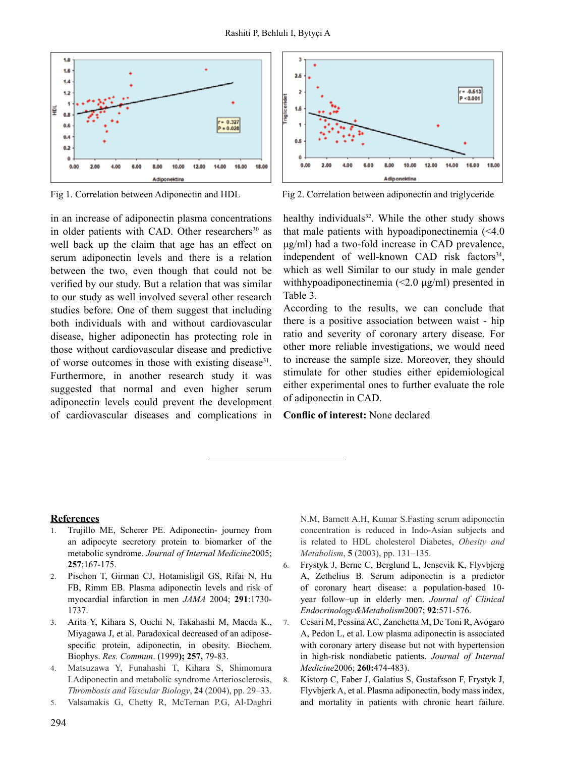Fig 1. Correlation between Adiponectin and HDL

Fig 2. Correlation between adiponectin and triglyceride

in an increase of adiponectin plasma concentrations in older patients with CAD. Other researchers[30] as well back up the claim that age has an effect on serum adiponectin levels and there is a relation between the two, even though that could not be verified by our study. But a relation that was similar to our study as well involved several other research studies before. One of them suggest that including both individuals with and without cardiovascular disease, higher adiponectin has protecting role in those without cardiovascular disease and predictive of worse outcomes in those with existing disease[31]. Furthermore, in another research study it was suggested that normal and even higher serum adiponectin levels could prevent the development of cardiovascular diseases and complications in healthy individuals[32]. While the other study shows that male patients with hypoadiponectinemia (<4.0 µg/ml) had a two-fold increase in CAD prevalence, independent of well-known CAD risk factors[34], which as well Similar to our study in male gender withhypoadiponectinemia (<2.0 µg/ml) presented in Table 3.

According to the results, we can conclude that there is a positive association between waist - hip ratio and severity of coronary artery disease. For other more reliable investigations, we would need to increase the sample size. Moreover, they should stimulate for other studies either epidemiological either experimental ones to further evaluate the role of adiponectin in CAD.

**Conflic of interest:** None declared

## References

1. Trujillo ME, Scherer PE. Adiponectin- journey from an adipocyte secretory protein to biomarker of the metabolic syndrome. *Journal of Internal Medicine*2005; **257**:167-175.
2. Pischon T, Girman CJ, Hotamisligil GS, Rifai N, Hu FB, Rimm EB. Plasma adiponectin levels and risk of myocardial infarction in men *JAMA* 2004; **291**:1730-1737.
3. Arita Y, Kihara S, Ouchi N, Takahashi M, Maeda K., Miyagawa J, et al. Paradoxical decreased of an adipose-specific protein, adiponectin, in obesity. Biochem. Biophys. *Res. Commun*. (1999**); 257,** 79-83.
4. Matsuzawa Y, Funahashi T, Kihara S, Shimomura I.Adiponectin and metabolic syndrome Arteriosclerosis, *Thrombosis and Vascular Biology*, **24** (2004), pp. 29–33.
5. Valsamakis G, Chetty R, McTernan P.G, Al-Daghri N.M, Barnett A.H, Kumar S.Fasting serum adiponectin concentration is reduced in Indo-Asian subjects and is related to HDL cholesterol Diabetes, *Obesity and Metabolism*, **5** (2003), pp. 131–135.
6. Frystyk J, Berne C, Berglund L, Jensevik K, Flyvbjerg A, Zethelius B. Serum adiponectin is a predictor of coronary heart disease: a population-based 10-year follow–up in elderly men. *Journal of Clinical Endocrinology&Metabolism*2007; **92**:571-576.
7. Cesari M, Pessina AC, Zanchetta M, De Toni R, Avogaro A, Pedon L, et al. Low plasma adiponectin is associated with coronary artery disease but not with hypertension in high-risk nondiabetic patients. *Journal of Internal Medicine*2006; **260:**474-483).
8. Kistorp C, Faber J, Galatius S, Gustafsson F, Frystyk J, Flyvbjerk A, et al. Plasma adiponectin, body mass index, and mortality in patients with chronic heart failure.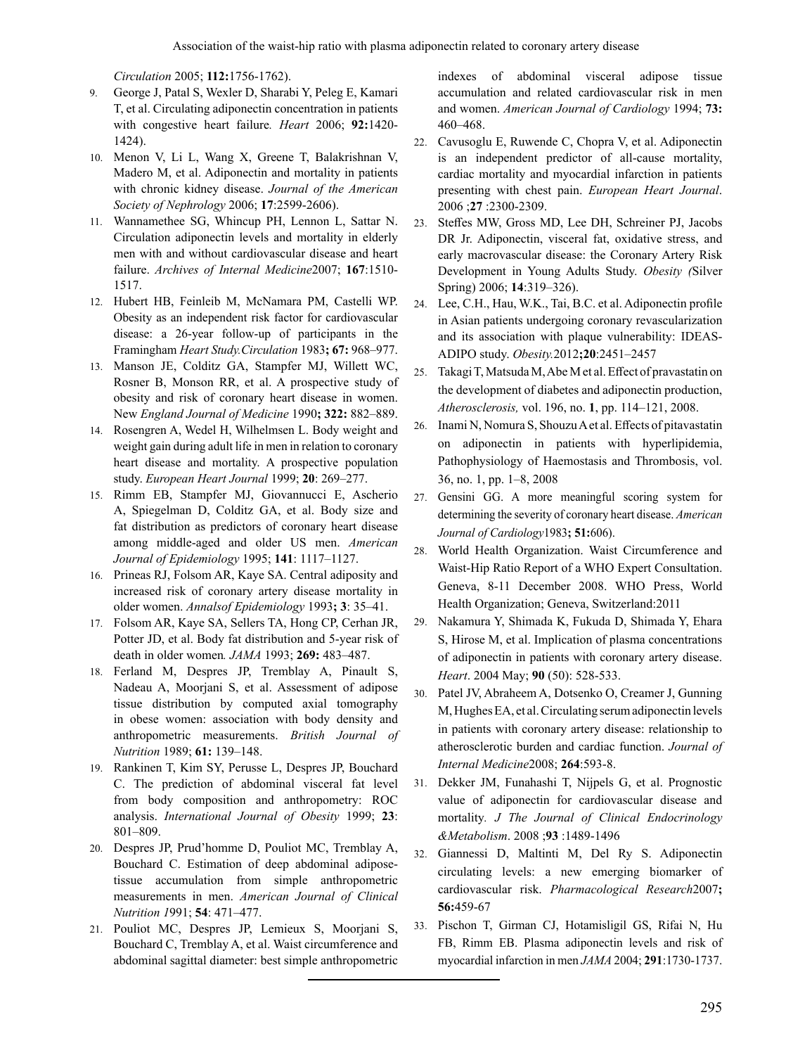*Circulation* 2005; **112:**1756-1762).

9. George J, Patal S, Wexler D, Sharabi Y, Peleg E, Kamari T, et al. Circulating adiponectin concentration in patients with congestive heart failure*. Heart* 2006; **92:**1420-1424).
10. Menon V, Li L, Wang X, Greene T, Balakrishnan V, Madero M, et al. Adiponectin and mortality in patients with chronic kidney disease. *Journal of the American Society of Nephrology* 2006; **17**:2599-2606).
11. Wannamethee SG, Whincup PH, Lennon L, Sattar N. Circulation adiponectin levels and mortality in elderly men with and without cardiovascular disease and heart failure. *Archives of Internal Medicine*2007; **167**:1510-1517.
12. Hubert HB, Feinleib M, McNamara PM, Castelli WP. Obesity as an independent risk factor for cardiovascular disease: a 26-year follow-up of participants in the Framingham *Heart Study.Circulation* 1983**; 67:** 968–977.
13. Manson JE, Colditz GA, Stampfer MJ, Willett WC, Rosner B, Monson RR, et al. A prospective study of obesity and risk of coronary heart disease in women. New *England Journal of Medicine* 1990**; 322:** 882–889.
14. Rosengren A, Wedel H, Wilhelmsen L. Body weight and weight gain during adult life in men in relation to coronary heart disease and mortality. A prospective population study. *European Heart Journal* 1999; **20**: 269–277.
15. Rimm EB, Stampfer MJ, Giovannucci E, Ascherio A, Spiegelman D, Colditz GA, et al. Body size and fat distribution as predictors of coronary heart disease among middle-aged and older US men. *American Journal of Epidemiology* 1995; **141**: 1117–1127.
16. Prineas RJ, Folsom AR, Kaye SA. Central adiposity and increased risk of coronary artery disease mortality in older women. *Annalsof Epidemiology* 1993**; 3**: 35–41.
17. Folsom AR, Kaye SA, Sellers TA, Hong CP, Cerhan JR, Potter JD, et al. Body fat distribution and 5-year risk of death in older women*. JAMA* 1993; **269:** 483–487.
18. Ferland M, Despres JP, Tremblay A, Pinault S, Nadeau A, Moorjani S, et al. Assessment of adipose tissue distribution by computed axial tomography in obese women: association with body density and anthropometric measurements. *British Journal of Nutrition* 1989; **61:** 139–148.
19. Rankinen T, Kim SY, Perusse L, Despres JP, Bouchard C. The prediction of abdominal visceral fat level from body composition and anthropometry: ROC analysis. *International Journal of Obesity* 1999; **23**: 801–809.
20. Despres JP, Prud'homme D, Pouliot MC, Tremblay A, Bouchard C. Estimation of deep abdominal adipose-tissue accumulation from simple anthropometric measurements in men. *American Journal of Clinical Nutrition 1*991; **54**: 471–477.
21. Pouliot MC, Despres JP, Lemieux S, Moorjani S, Bouchard C, Tremblay A, et al. Waist circumference and abdominal sagittal diameter: best simple anthropometric indexes of abdominal visceral adipose tissue accumulation and related cardiovascular risk in men and women. *American Journal of Cardiology* 1994; **73:** 460–468.
22. Cavusoglu E, Ruwende C, Chopra V, et al. Adiponectin is an independent predictor of all-cause mortality, cardiac mortality and myocardial infarction in patients presenting with chest pain. *European Heart Journal*. 2006 ;**27** :2300-2309.
23. Steffes MW, Gross MD, Lee DH, Schreiner PJ, Jacobs DR Jr. Adiponectin, visceral fat, oxidative stress, and early macrovascular disease: the Coronary Artery Risk Development in Young Adults Study. *Obesity (*Silver Spring) 2006; **14**:319–326).
24. Lee, C.H., Hau, W.K., Tai, B.C. et al. Adiponectin profile in Asian patients undergoing coronary revascularization and its association with plaque vulnerability: IDEAS-ADIPO study. *Obesity.*2012**;20**:2451–2457
25. Takagi T, Matsuda M, Abe M et al. Effect of pravastatin on the development of diabetes and adiponectin production, *Atherosclerosis,* vol. 196, no. **1**, pp. 114–121, 2008.
26. Inami N, Nomura S, Shouzu A et al. Effects of pitavastatin on adiponectin in patients with hyperlipidemia, Pathophysiology of Haemostasis and Thrombosis, vol. 36, no. 1, pp. 1–8, 2008
27. Gensini GG. A more meaningful scoring system for determining the severity of coronary heart disease. *American Journal of Cardiology*1983**; 51:**606).
28. World Health Organization. Waist Circumference and Waist-Hip Ratio Report of a WHO Expert Consultation. Geneva, 8-11 December 2008. WHO Press, World Health Organization; Geneva, Switzerland:2011
29. Nakamura Y, Shimada K, Fukuda D, Shimada Y, Ehara S, Hirose M, et al. Implication of plasma concentrations of adiponectin in patients with coronary artery disease. *Heart*. 2004 May; **90** (50): 528-533.
30. Patel JV, Abraheem A, Dotsenko O, Creamer J, Gunning M, Hughes EA, et al. Circulating serum adiponectin levels in patients with coronary artery disease: relationship to atherosclerotic burden and cardiac function. *Journal of Internal Medicine*2008; **264**:593-8.
31. Dekker JM, Funahashi T, Nijpels G, et al. Prognostic value of adiponectin for cardiovascular disease and mortality*. J The Journal of Clinical Endocrinology &Metabolism*. 2008 ;**93** :1489-1496
32. Giannessi D, Maltinti M, Del Ry S. Adiponectin circulating levels: a new emerging biomarker of cardiovascular risk. *Pharmacological Research*2007**; 56:**459-67
33. Pischon T, Girman CJ, Hotamisligil GS, Rifai N, Hu FB, Rimm EB. Plasma adiponectin levels and risk of myocardial infarction in men *JAMA* 2004; **291**:1730-1737.